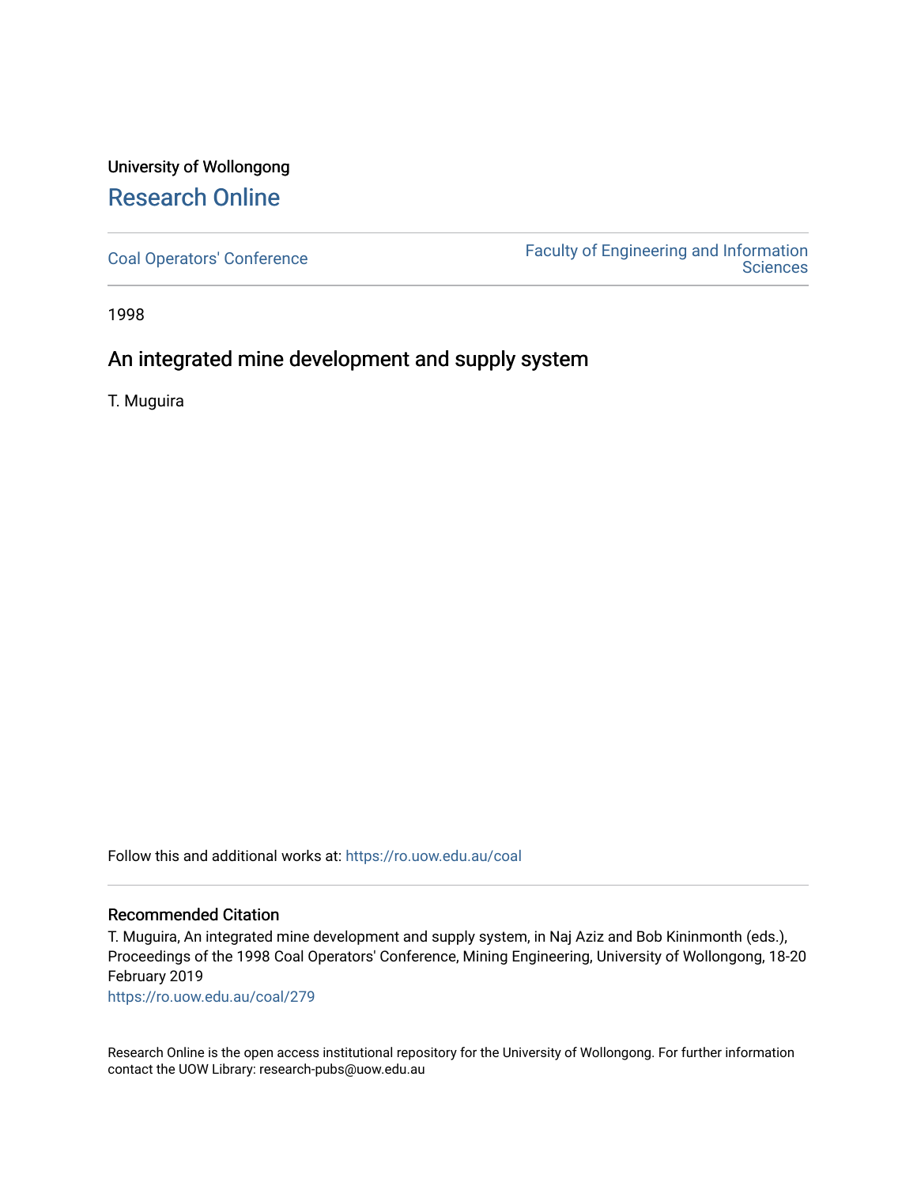University of Wollongong

# Research Online

Coal Operators' Conference

Faculty of Engineering and Information Sciences

1998

## An integrated mine development and supply system

T. Muguira

Follow this and additional works at: https://ro.uow.edu.au/coal

### Recommended Citation

T. Muguira, An integrated mine development and supply system, in Naj Aziz and Bob Kininmonth (eds.), Proceedings of the 1998 Coal Operators' Conference, Mining Engineering, University of Wollongong, 18-20 February 2019

https://ro.uow.edu.au/coal/279

Research Online is the open access institutional repository for the University of Wollongong. For further information contact the UOW Library: research-pubs@uow.edu.au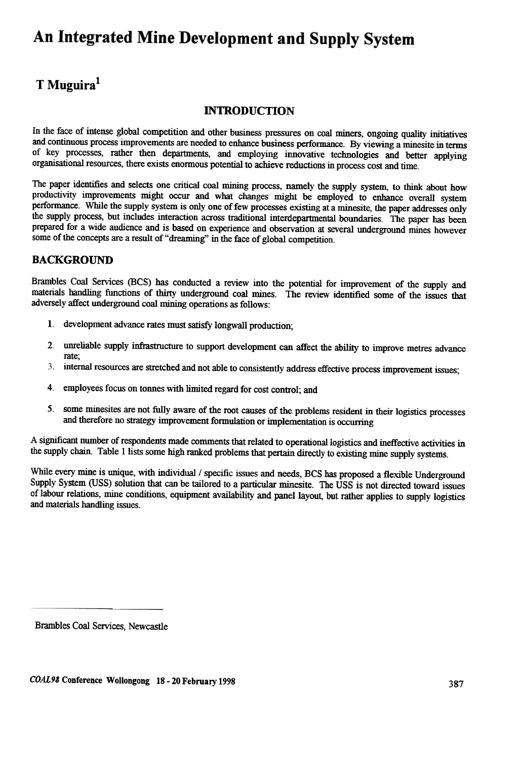# An Integrated Mine Development and Supply System

## T Muguira[1]

### INTRODUCTION

In the face of intense global competition and other business pressures on coal miners, ongoing quality initiatives and continuous process improvements are needed to enhance business performance. By viewing a minesite in terms of key processes, rather then departments, and employing innovative technologies and better applying organisational resources, there exists enormous potential to achieve reductions in process cost and time.

The paper identifies and selects one critical coal mining process, namely the supply system, to think about how productivity improvements might occur and what changes might be employed to enhance overall system performance. While the supply system is only one of few processes existing at a minesite, the paper addresses only the supply process, but includes interaction across traditional interdepartmental boundaries. The paper has been prepared for a wide audience and is based on experience and observation at several underground mines however some of the concepts are a result of "dreaming" in the face of global competition.

### BACKGROUND

Brambles Coal Services (BCS) has conducted a review into the potential for improvement of the supply and materials handling functions of thirty underground coal mines. The review identified some of the issues that adversely affect underground coal mining operations as follows:

1. development advance rates must satisfy longwall production;
2. unreliable supply infrastructure to support development can affect the ability to improve metres advance rate;
3. internal resources are stretched and not able to consistently address effective process improvement issues;
4. employees focus on tonnes with limited regard for cost control; and
5. some minesites are not fully aware of the root causes of the problems resident in their logistics processes and therefore no strategy improvement formulation or implementation is occurring

A significant number of respondents made comments that related to operational logistics and ineffective activities in the supply chain. Table 1 lists some high ranked problems that pertain directly to existing mine supply systems.

While every mine is unique, with individual / specific issues and needs, BCS has proposed a flexible Underground Supply System (USS) solution that can be tailored to a particular minesite. The USS is not directed toward issues of labour relations, mine conditions, equipment availability and panel layout, but rather applies to supply logistics and materials handling issues.

---

[1] Brambles Coal Services, Newcastle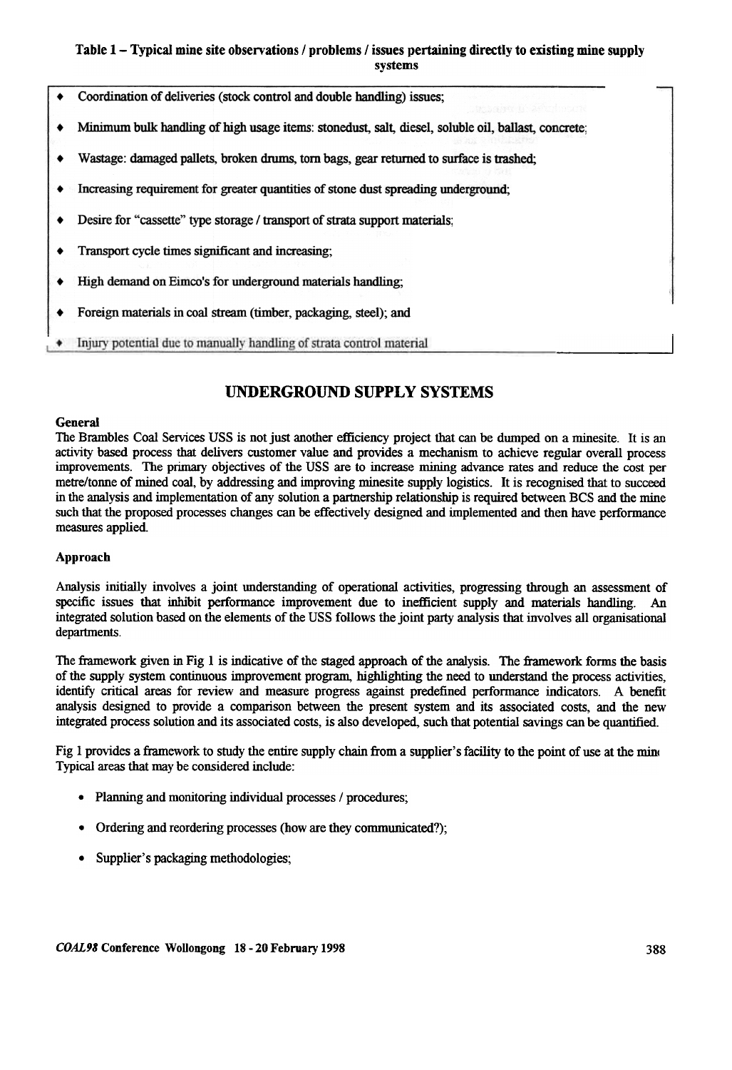**Table 1 – Typical mine site observations / problems / issues pertaining directly to existing mine supply systems**

- Coordination of deliveries (stock control and double handling) issues;
- Minimum bulk handling of high usage items: stonedust, salt, diesel, soluble oil, ballast, concrete;
- Wastage: damaged pallets, broken drums, torn bags, gear returned to surface is trashed;
- Increasing requirement for greater quantities of stone dust spreading underground;
- Desire for "cassette" type storage / transport of strata support materials;
- Transport cycle times significant and increasing;
- High demand on Eimco's for underground materials handling;
- Foreign materials in coal stream (timber, packaging, steel); and
- Injury potential due to manually handling of strata control material

## UNDERGROUND SUPPLY SYSTEMS

### General

The Brambles Coal Services USS is not just another efficiency project that can be dumped on a minesite. It is an activity based process that delivers customer value and provides a mechanism to achieve regular overall process improvements. The primary objectives of the USS are to increase mining advance rates and reduce the cost per metre/tonne of mined coal, by addressing and improving minesite supply logistics. It is recognised that to succeed in the analysis and implementation of any solution a partnership relationship is required between BCS and the mine such that the proposed processes changes can be effectively designed and implemented and then have performance measures applied.

### Approach

Analysis initially involves a joint understanding of operational activities, progressing through an assessment of specific issues that inhibit performance improvement due to inefficient supply and materials handling. An integrated solution based on the elements of the USS follows the joint party analysis that involves all organisational departments.

The framework given in Fig 1 is indicative of the staged approach of the analysis. The framework forms the basis of the supply system continuous improvement program, highlighting the need to understand the process activities, identify critical areas for review and measure progress against predefined performance indicators. A benefit analysis designed to provide a comparison between the present system and its associated costs, and the new integrated process solution and its associated costs, is also developed, such that potential savings can be quantified.

Fig 1 provides a framework to study the entire supply chain from a supplier's facility to the point of use at the mine. Typical areas that may be considered include:

- Planning and monitoring individual processes / procedures;
- Ordering and reordering processes (how are they communicated?);
- Supplier's packaging methodologies;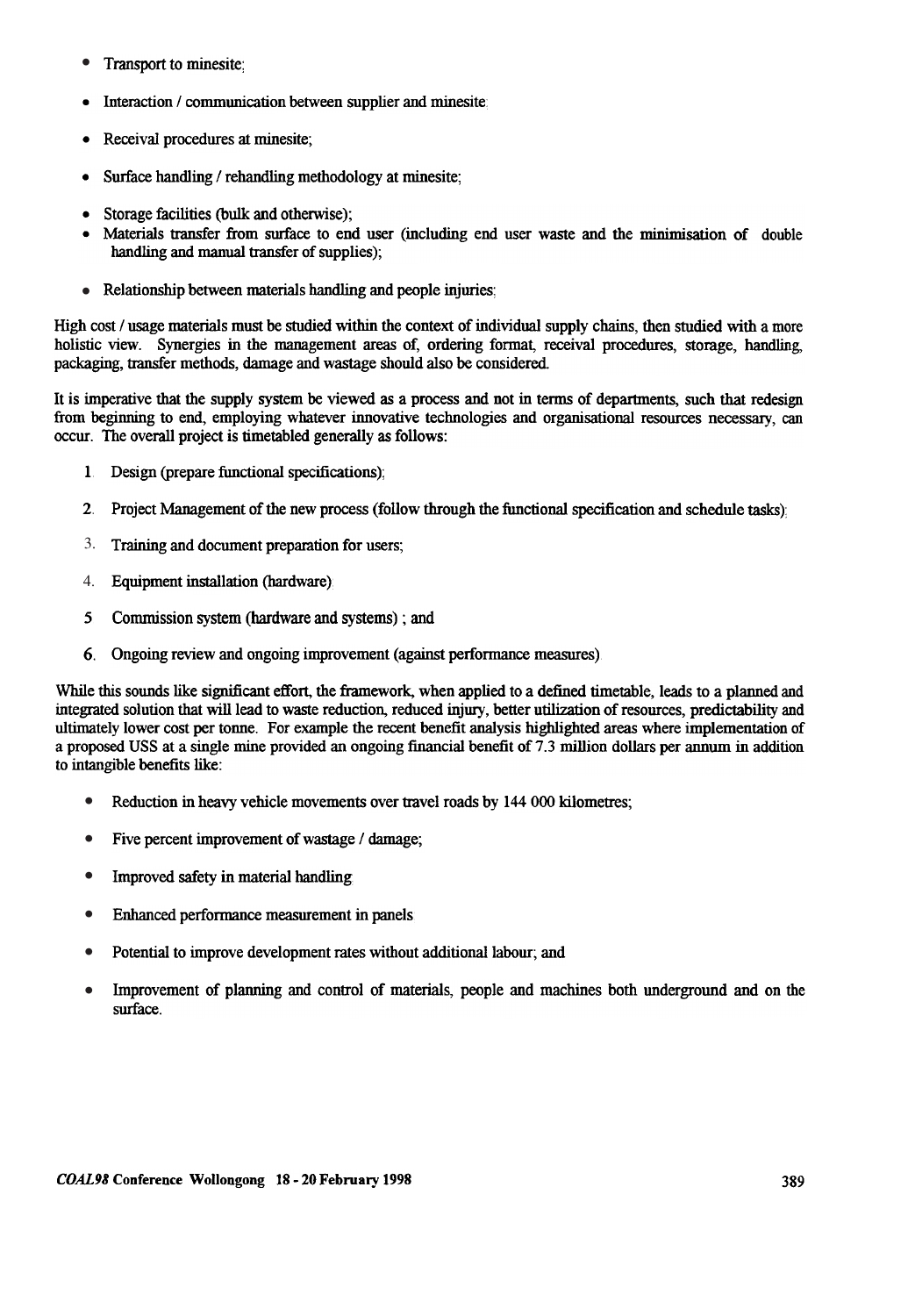- Transport to minesite;
- Interaction / communication between supplier and minesite;
- Receival procedures at minesite;
- Surface handling / rehandling methodology at minesite;
- Storage facilities (bulk and otherwise);
- Materials transfer from surface to end user (including end user waste and the minimisation of double handling and manual transfer of supplies);
- Relationship between materials handling and people injuries;

High cost / usage materials must be studied within the context of individual supply chains, then studied with a more holistic view. Synergies in the management areas of, ordering format, receival procedures, storage, handling, packaging, transfer methods, damage and wastage should also be considered.

It is imperative that the supply system be viewed as a process and not in terms of departments, such that redesign from beginning to end, employing whatever innovative technologies and organisational resources necessary, can occur. The overall project is timetabled generally as follows:

1. Design (prepare functional specifications);
2. Project Management of the new process (follow through the functional specification and schedule tasks);
3. Training and document preparation for users;
4. Equipment installation (hardware);
5. Commission system (hardware and systems) ; and
6. Ongoing review and ongoing improvement (against performance measures).

While this sounds like significant effort, the framework, when applied to a defined timetable, leads to a planned and integrated solution that will lead to waste reduction, reduced injury, better utilization of resources, predictability and ultimately lower cost per tonne. For example the recent benefit analysis highlighted areas where implementation of a proposed USS at a single mine provided an ongoing financial benefit of 7.3 million dollars per annum in addition to intangible benefits like:

- Reduction in heavy vehicle movements over travel roads by 144 000 kilometres;
- Five percent improvement of wastage / damage;
- Improved safety in material handling;
- Enhanced performance measurement in panels;
- Potential to improve development rates without additional labour; and
- Improvement of planning and control of materials, people and machines both underground and on the surface.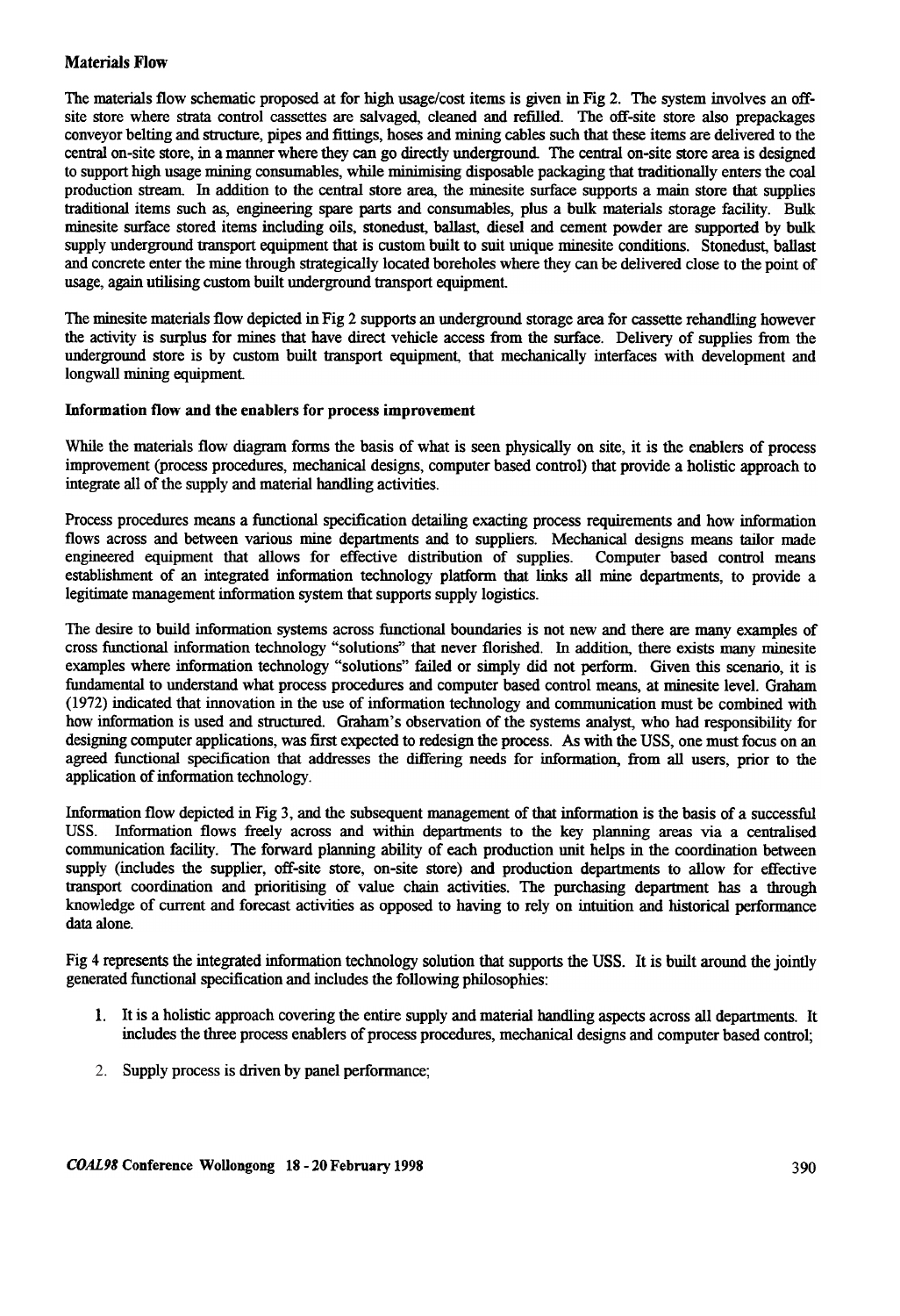### Materials Flow

The materials flow schematic proposed at for high usage/cost items is given in Fig 2. The system involves an off-site store where strata control cassettes are salvaged, cleaned and refilled. The off-site store also prepackages conveyor belting and structure, pipes and fittings, hoses and mining cables such that these items are delivered to the central on-site store, in a manner where they can go directly underground. The central on-site store area is designed to support high usage mining consumables, while minimising disposable packaging that traditionally enters the coal production stream. In addition to the central store area, the minesite surface supports a main store that supplies traditional items such as, engineering spare parts and consumables, plus a bulk materials storage facility. Bulk minesite surface stored items including oils, stonedust, ballast, diesel and cement powder are supported by bulk supply underground transport equipment that is custom built to suit unique minesite conditions. Stonedust, ballast and concrete enter the mine through strategically located boreholes where they can be delivered close to the point of usage, again utilising custom built underground transport equipment.

The minesite materials flow depicted in Fig 2 supports an underground storage area for cassette rehandling however the activity is surplus for mines that have direct vehicle access from the surface. Delivery of supplies from the underground store is by custom built transport equipment, that mechanically interfaces with development and longwall mining equipment.

#### Information flow and the enablers for process improvement

While the materials flow diagram forms the basis of what is seen physically on site, it is the enablers of process improvement (process procedures, mechanical designs, computer based control) that provide a holistic approach to integrate all of the supply and material handling activities.

Process procedures means a functional specification detailing exacting process requirements and how information flows across and between various mine departments and to suppliers. Mechanical designs means tailor made engineered equipment that allows for effective distribution of supplies. Computer based control means establishment of an integrated information technology platform that links all mine departments, to provide a legitimate management information system that supports supply logistics.

The desire to build information systems across functional boundaries is not new and there are many examples of cross functional information technology "solutions" that never florished. In addition, there exists many minesite examples where information technology "solutions" failed or simply did not perform. Given this scenario, it is fundamental to understand what process procedures and computer based control means, at minesite level. Graham (1972) indicated that innovation in the use of information technology and communication must be combined with how information is used and structured. Graham's observation of the systems analyst, who had responsibility for designing computer applications, was first expected to redesign the process. As with the USS, one must focus on an agreed functional specification that addresses the differing needs for information, from all users, prior to the application of information technology.

Information flow depicted in Fig 3, and the subsequent management of that information is the basis of a successful USS. Information flows freely across and within departments to the key planning areas via a centralised communication facility. The forward planning ability of each production unit helps in the coordination between supply (includes the supplier, off-site store, on-site store) and production departments to allow for effective transport coordination and prioritising of value chain activities. The purchasing department has a through knowledge of current and forecast activities as opposed to having to rely on intuition and historical performance data alone.

Fig 4 represents the integrated information technology solution that supports the USS. It is built around the jointly generated functional specification and includes the following philosophies:

1. It is a holistic approach covering the entire supply and material handling aspects across all departments. It includes the three process enablers of process procedures, mechanical designs and computer based control;
2. Supply process is driven by panel performance;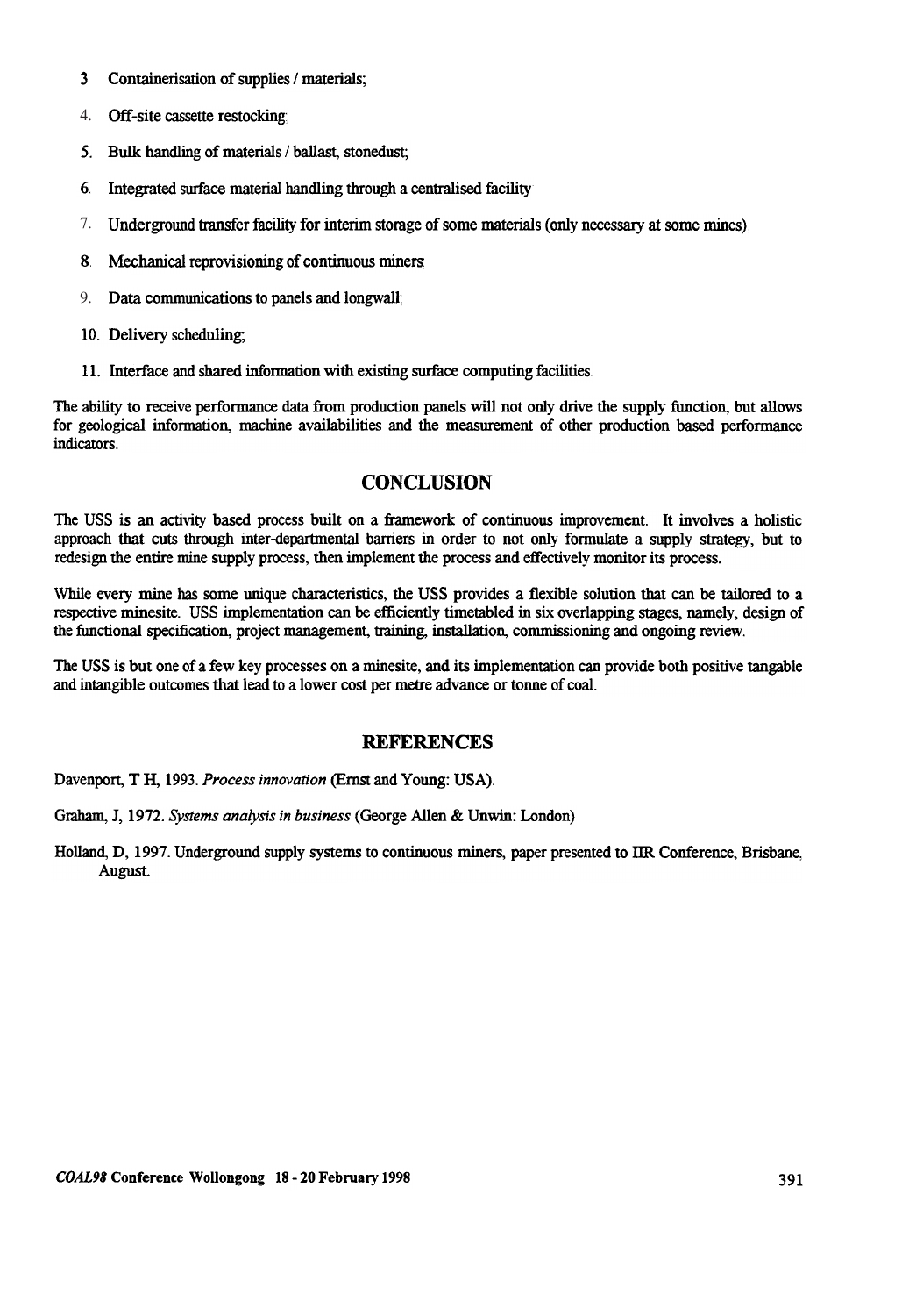3. Containerisation of supplies / materials;
4. Off-site cassette restocking;
5. Bulk handling of materials / ballast, stonedust;
6. Integrated surface material handling through a centralised facility
7. Underground transfer facility for interim storage of some materials (only necessary at some mines)
8. Mechanical reprovisioning of continuous miners;
9. Data communications to panels and longwall;
10. Delivery scheduling;
11. Interface and shared information with existing surface computing facilities.

The ability to receive performance data from production panels will not only drive the supply function, but allows for geological information, machine availabilities and the measurement of other production based performance indicators.

## CONCLUSION

The USS is an activity based process built on a framework of continuous improvement. It involves a holistic approach that cuts through inter-departmental barriers in order to not only formulate a supply strategy, but to redesign the entire mine supply process, then implement the process and effectively monitor its process.

While every mine has some unique characteristics, the USS provides a flexible solution that can be tailored to a respective minesite. USS implementation can be efficiently timetabled in six overlapping stages, namely, design of the functional specification, project management, training, installation, commissioning and ongoing review.

The USS is but one of a few key processes on a minesite, and its implementation can provide both positive tangable and intangible outcomes that lead to a lower cost per metre advance or tonne of coal.

## REFERENCES

Davenport, T H, 1993. *Process innovation* (Ernst and Young: USA).

Graham, J, 1972. *Systems analysis in business* (George Allen & Unwin: London)

Holland, D, 1997. Underground supply systems to continuous miners, paper presented to IIR Conference, Brisbane, August.